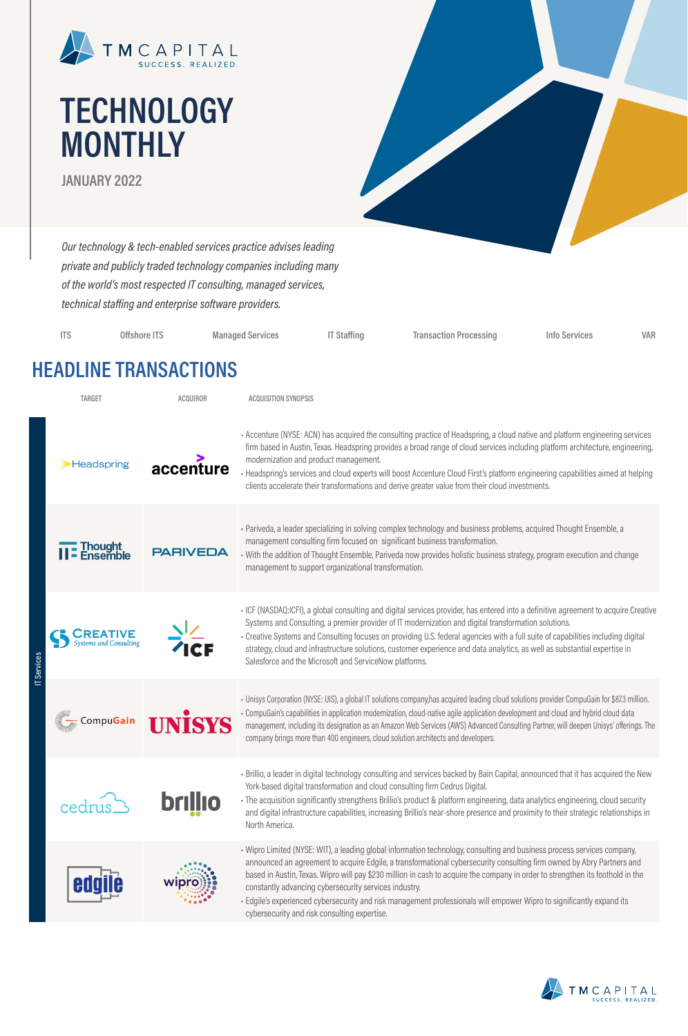TM CAPITAL
SUCCESS. REALIZED.

# TECHNOLOGY MONTHLY

JANUARY 2022

*Our technology & tech-enabled services practice advises leading private and publicly traded technology companies including many of the world's most respected IT consulting, managed services, technical staffing and enterprise software providers.*

ITS | Offshore ITS | Managed Services | IT Staffing | Transaction Processing | Info Services | VAR

## HEADLINE TRANSACTIONS

IT Services

| TARGET | ACQUIROR | ACQUISITION SYNOPSIS |
|---|---|---|
| Headspring | accenture | • Accenture (NYSE: ACN) has acquired the consulting practice of Headspring, a cloud native and platform engineering services firm based in Austin, Texas. Headspring provides a broad range of cloud services including platform architecture, engineering, modernization and product management.<br>• Headspring's services and cloud experts will boost Accenture Cloud First's platform engineering capabilities aimed at helping clients accelerate their transformations and derive greater value from their cloud investments. |
| Thought Ensemble | PARIVEDA | • Pariveda, a leader specializing in solving complex technology and business problems, acquired Thought Ensemble, a management consulting firm focused on significant business transformation.<br>• With the addition of Thought Ensemble, Pariveda now provides holistic business strategy, program execution and change management to support organizational transformation. |
| Creative Systems and Consulting | ICF | • ICF (NASDAQ:ICFI), a global consulting and digital services provider, has entered into a definitive agreement to acquire Creative Systems and Consulting, a premier provider of IT modernization and digital transformation solutions.<br>• Creative Systems and Consulting focuses on providing U.S. federal agencies with a full suite of capabilities including digital strategy, cloud and infrastructure solutions, customer experience and data analytics, as well as substantial expertise in Salesforce and the Microsoft and ServiceNow platforms. |
| CompuGain | UNISYS | • Unisys Corporation (NYSE: UIS), a global IT solutions company,has acquired leading cloud solutions provider CompuGain for $87.3 million.<br>• CompuGain's capabilities in application modernization, cloud-native agile application development and cloud and hybrid cloud data management, including its designation as an Amazon Web Services (AWS) Advanced Consulting Partner, will deepen Unisys' offerings. The company brings more than 400 engineers, cloud solution architects and developers. |
| cedrus | brillio | • Brillio, a leader in digital technology consulting and services backed by Bain Capital, announced that it has acquired the New York-based digital transformation and cloud consulting firm Cedrus Digital.<br>• The acquisition significantly strengthens Brillio's product & platform engineering, data analytics engineering, cloud security and digital infrastructure capabilities, increasing Brillio's near-shore presence and proximity to their strategic relationships in North America. |
| edgile | wipro | • Wipro Limited (NYSE: WIT), a leading global information technology, consulting and business process services company, announced an agreement to acquire Edgile, a transformational cybersecurity consulting firm owned by Abry Partners and based in Austin, Texas. Wipro will pay $230 million in cash to acquire the company in order to strengthen its foothold in the constantly advancing cybersecurity services industry.<br>• Edgile's experienced cybersecurity and risk management professionals will empower Wipro to significantly expand its cybersecurity and risk consulting expertise. |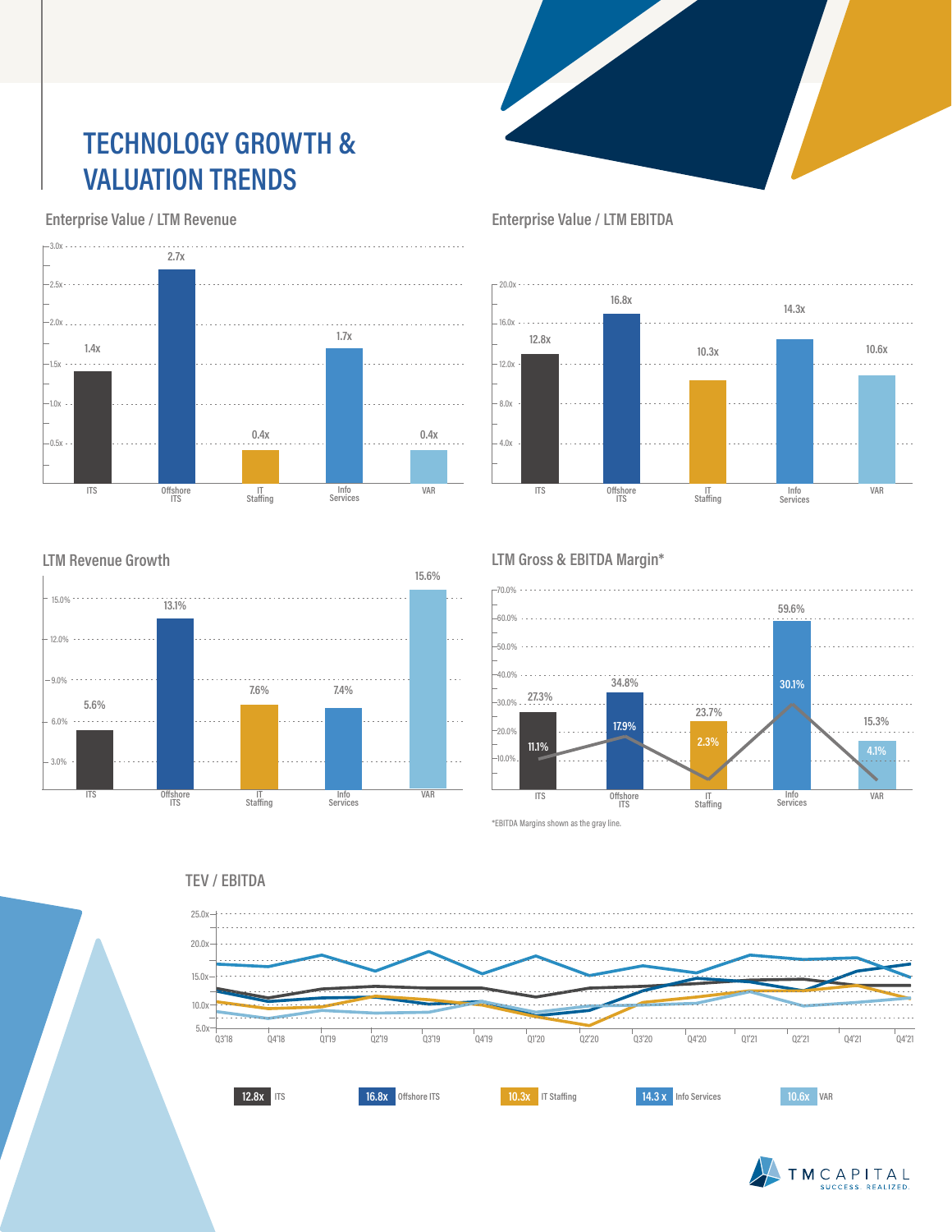# TECHNOLOGY GROWTH & VALUATION TRENDS

## Enterprise Value / LTM Revenue

| ITS | Offshore ITS | IT Staffing | Info Services | VAR |
|---|---|---|---|---|
| 1.4x | 2.7x | 0.4x | 1.7x | 0.4x |

## Enterprise Value / LTM EBITDA

| ITS | Offshore ITS | IT Staffing | Info Services | VAR |
|---|---|---|---|---|
| 12.8x | 16.8x | 10.3x | 14.3x | 10.6x |

## LTM Revenue Growth

| ITS | Offshore ITS | IT Staffing | Info Services | VAR |
|---|---|---|---|---|
| 5.6% | 13.1% | 7.6% | 7.4% | 15.6% |

## LTM Gross & EBITDA Margin*

| | ITS | Offshore ITS | IT Staffing | Info Services | VAR |
|---|---|---|---|---|---|
| Gross Margin | 27.3% | 34.8% | 23.7% | 59.6% | 15.3% |
| EBITDA Margin | 11.1% | 17.9% | 2.3% | 30.1% | 4.1% |

*EBITDA Margins shown as the gray line.

## TEV / EBITDA

Q3'18 – Q4'21

| 12.8x | 16.8x | 10.3x | 14.3 x | 10.6x |
|---|---|---|---|---|
| ITS | Offshore ITS | IT Staffing | Info Services | VAR |

TM CAPITAL
SUCCESS. REALIZED.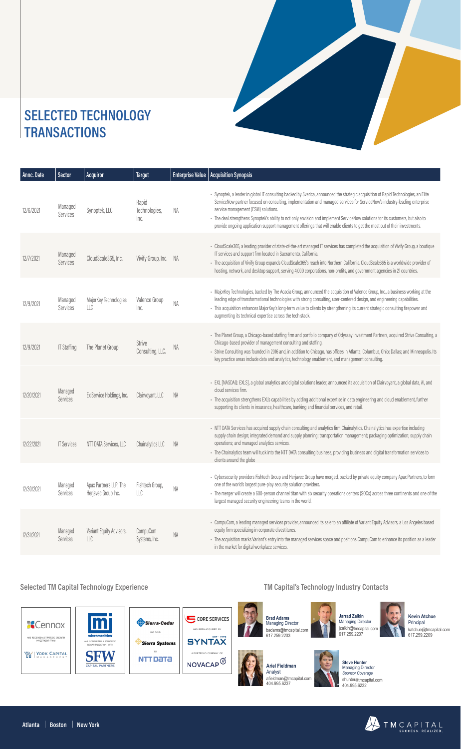# SELECTED TECHNOLOGY TRANSACTIONS

| Annc. Date | Sector | Acquiror | Target | Enterprise Value | Acquisition Synopsis |
|---|---|---|---|---|---|
| 12/6/2021 | Managed Services | Synoptek, LLC | Rapid Technologies, Inc. | NA | • Synoptek, a leader in global IT consulting backed by Sverica, announced the strategic acquisition of Rapid Technologies, an Elite ServiceNow partner focused on consulting, implementation and managed services for ServiceNow's industry-leading enterprise service management (ESM) solutions.<br>• The deal strengthens Synoptek's ability to not only envision and implement ServiceNow solutions for its customers, but also to provide ongoing application support management offerings that will enable clients to get the most out of their investments. |
| 12/7/2021 | Managed Services | CloudScale365, Inc. | Vivify Group, Inc. | NA | • CloudScale365, a leading provider of state-of-the-art managed IT services has completed the acquisition of Vivify Group, a boutique IT services and support firm located in Sacramento, California.<br>• The acquisition of Vivify Group expands CloudScale365's reach into Northern California. CloudScale365 is a worldwide provider of hosting, network, and desktop support, serving 4,000 corporations, non-profits, and government agencies in 21 countries. |
| 12/9/2021 | Managed Services | MajorKey Technologies LLC | Valence Group Inc. | NA | • MajorKey Technologies, backed by The Acacia Group, announced the acquisition of Valence Group, Inc., a business working at the leading edge of transformational technologies with strong consulting, user-centered design, and engineering capabilities.<br>• This acquisition enhances MajorKey's long-term value to clients by strengthening its current strategic consulting firepower and augmenting its technical expertise across the tech stack. |
| 12/9/2021 | IT Staffing | The Planet Group | Strive Consulting, LLC. | NA | • The Planet Group, a Chicago-based staffing firm and portfolio company of Odyssey Investment Partners, acquired Strive Consulting, a Chicago-based provider of management consulting and staffing.<br>• Strive Consulting was founded in 2016 and, in addition to Chicago, has offices in Atlanta; Columbus, Ohio; Dallas; and Minneapolis. Its key practice areas include data and analytics, technology enablement, and management consulting. |
| 12/20/2021 | Managed Services | ExlService Holdings, Inc. | Clairvoyant, LLC | NA | • EXL [NASDAQ: EXLS], a global analytics and digital solutions leader, announced its acquisition of Clairvoyant, a global data, AI, and cloud services firm.<br>• The acquisition strengthens EXL's capabilities by adding additional expertise in data engineering and cloud enablement, further supporting its clients in insurance, healthcare, banking and financial services, and retail. |
| 12/22/2021 | IT Services | NTT DATA Services, LLC | Chainalytics LLC | NA | • NTT DATA Services has acquired supply chain consulting and analytics firm Chainalytics. Chainalytics has expertise including supply chain design; integrated demand and supply planning; transportation management; packaging optimization; supply chain operations; and managed analytics services.<br>• The Chainalytics team will tuck into the NTT DATA consulting business, providing business and digital transformation services to clients around the globe |
| 12/30/2021 | Managed Services | Apax Partners LLP; The Herjavec Group Inc. | Fishtech Group, LLC | NA | • Cybersecurity providers Fishtech Group and Herjavec Group have merged, backed by private equity company Apax Partners, to form one of the world's largest pure-play security solution providers.<br>• The merger will create a 600-person channel titan with six security operations centers (SOCs) across three continents and one of the largest managed security engineering teams in the world. |
| 12/31/2021 | Managed Services | Variant Equity Advisors, LLC | CompuCom Systems, Inc. | NA | • CompuCom, a leading managed services provider, announced its sale to an affiliate of Variant Equity Advisors, a Los Angeles based equity firm specializing in corporate divestitures.<br>• The acquisition marks Variant's entry into the managed services space and positions CompuCom to enhance its position as a leader in the market for digital workplace services. |

## Selected TM Capital Technology Experience

Cennox — HAS RECEIVED A STRATEGIC GROWTH INVESTMENT FROM — YORK CAPITAL MANAGEMENT

micromeritics — HAS COMPLETED A STRATEGIC RECAPITALIZATION WITH — SFW CAPITAL PARTNERS

Sierra-Cedar — HAS SOLD — Sierra Systems — TO — NTT DATA

CORE SERVICES — HAS BEEN ACQUIRED BY — SYNTAX — A PORTFOLIO COMPANY OF — NOVACAP

## TM Capital's Technology Industry Contacts

**Brad Adams**
Managing Director
badams@tmcapital.com
617.259.2203

**Jarrad Zalkin**
Managing Director
jzalkin@tmcapital.com
617.259.2207

**Kevin Atchue**
Principal
katchue@tmcapital.com
617.259.2209

**Ariel Fieldman**
Analyst
afieldman@tmcapital.com
404.995.6237

**Steve Hunter**
Managing Director
*Sponsor Coverage*
shunter@tmcapital.com
404.995.6232

Atlanta | Boston | New York

TM CAPITAL — SUCCESS. REALIZED.